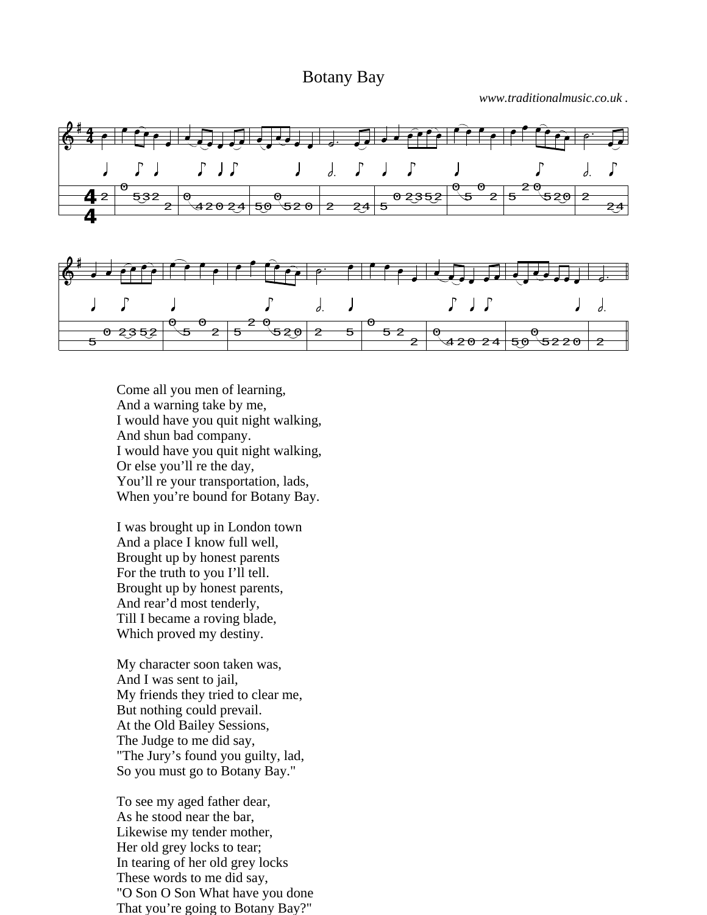# Botany Bay

*www.traditionalmusic.co.uk .*

Come all you men of learning,
And a warning take by me,
I would have you quit night walking,
And shun bad company.
I would have you quit night walking,
Or else you'll re the day,
You'll re your transportation, lads,
When you're bound for Botany Bay.

I was brought up in London town
And a place I know full well,
Brought up by honest parents
For the truth to you I'll tell.
Brought up by honest parents,
And rear'd most tenderly,
Till I became a roving blade,
Which proved my destiny.

My character soon taken was,
And I was sent to jail,
My friends they tried to clear me,
But nothing could prevail.
At the Old Bailey Sessions,
The Judge to me did say,
"The Jury's found you guilty, lad,
So you must go to Botany Bay."

To see my aged father dear,
As he stood near the bar,
Likewise my tender mother,
Her old grey locks to tear;
In tearing of her old grey locks
These words to me did say,
"O Son O Son What have you done
That you're going to Botany Bay?"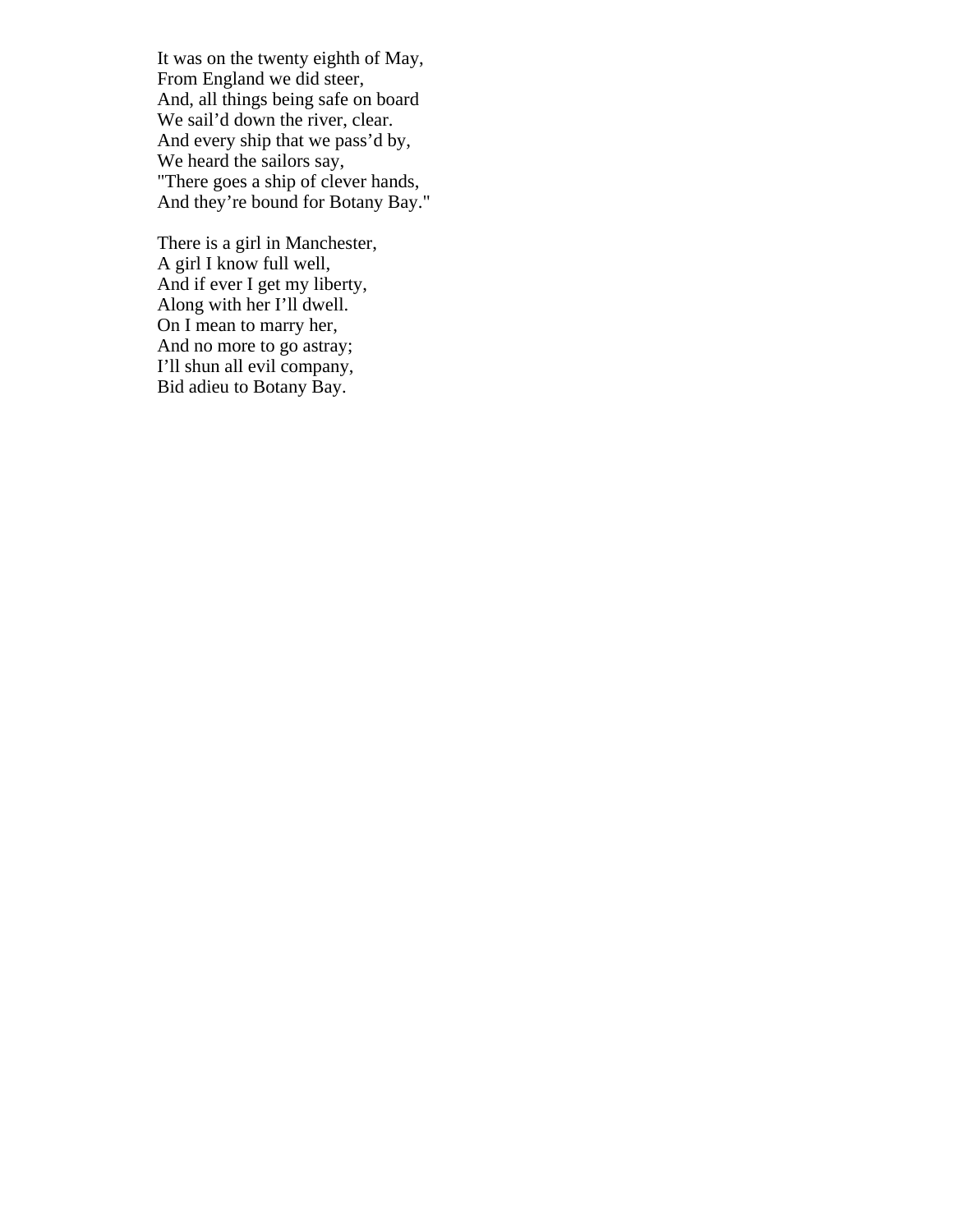It was on the twenty eighth of May,  
From England we did steer,  
And, all things being safe on board  
We sail'd down the river, clear.  
And every ship that we pass'd by,  
We heard the sailors say,  
"There goes a ship of clever hands,  
And they're bound for Botany Bay."

There is a girl in Manchester,  
A girl I know full well,  
And if ever I get my liberty,  
Along with her I'll dwell.  
On I mean to marry her,  
And no more to go astray;  
I'll shun all evil company,  
Bid adieu to Botany Bay.